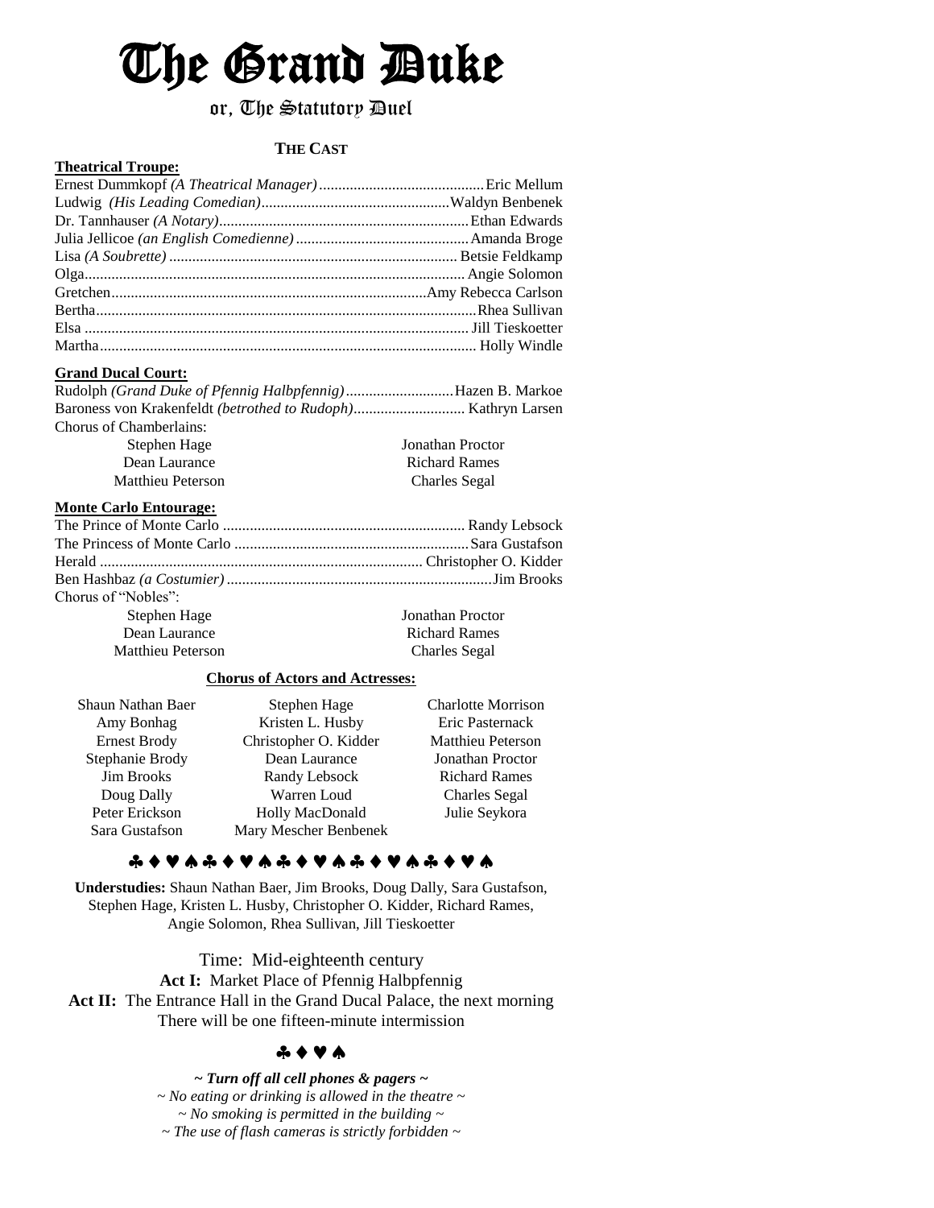# The Grand Duke

## or, The Statutory Duel

**THE CAST**

**Theatrical Troupe:**

Ernest Dummkopf *(A Theatrical Manager)* .......... Eric Mellum
Ludwig *(His Leading Comedian)* .......... Waldyn Benbenek
Dr. Tannhauser *(A Notary)* .......... Ethan Edwards
Julia Jellicoe *(an English Comedienne)* .......... Amanda Broge
Lisa *(A Soubrette)* .......... Betsie Feldkamp
Olga .......... Angie Solomon
Gretchen .......... Amy Rebecca Carlson
Bertha .......... Rhea Sullivan
Elsa .......... Jill Tieskoetter
Martha .......... Holly Windle

**Grand Ducal Court:**

Rudolph *(Grand Duke of Pfennig Halbpfennig)* .......... Hazen B. Markoe
Baroness von Krakenfeldt *(betrothed to Rudoph)* .......... Kathryn Larsen
Chorus of Chamberlains:

| | |
|---|---|
| Stephen Hage | Jonathan Proctor |
| Dean Laurance | Richard Rames |
| Matthieu Peterson | Charles Segal |

**Monte Carlo Entourage:**

The Prince of Monte Carlo .......... Randy Lebsock
The Princess of Monte Carlo .......... Sara Gustafson
Herald .......... Christopher O. Kidder
Ben Hashbaz *(a Costumier)* .......... Jim Brooks
Chorus of "Nobles":

| | |
|---|---|
| Stephen Hage | Jonathan Proctor |
| Dean Laurance | Richard Rames |
| Matthieu Peterson | Charles Segal |

**Chorus of Actors and Actresses:**

| | | |
|---|---|---|
| Shaun Nathan Baer | Stephen Hage | Charlotte Morrison |
| Amy Bonhag | Kristen L. Husby | Eric Pasternack |
| Ernest Brody | Christopher O. Kidder | Matthieu Peterson |
| Stephanie Brody | Dean Laurance | Jonathan Proctor |
| Jim Brooks | Randy Lebsock | Richard Rames |
| Doug Dally | Warren Loud | Charles Segal |
| Peter Erickson | Holly MacDonald | Julie Seykora |
| Sara Gustafson | Mary Mescher Benbenek | |

♣♦♥♠♣♦♥♠♣♦♥♠♣♦♥♠♣♦♥♠

**Understudies:** Shaun Nathan Baer, Jim Brooks, Doug Dally, Sara Gustafson, Stephen Hage, Kristen L. Husby, Christopher O. Kidder, Richard Rames, Angie Solomon, Rhea Sullivan, Jill Tieskoetter

Time: Mid-eighteenth century
**Act I:** Market Place of Pfennig Halbpfennig
**Act II:** The Entrance Hall in the Grand Ducal Palace, the next morning
There will be one fifteen-minute intermission

♣♦♥♠

***~ Turn off all cell phones & pagers ~***
*~ No eating or drinking is allowed in the theatre ~*
*~ No smoking is permitted in the building ~*
*~ The use of flash cameras is strictly forbidden ~*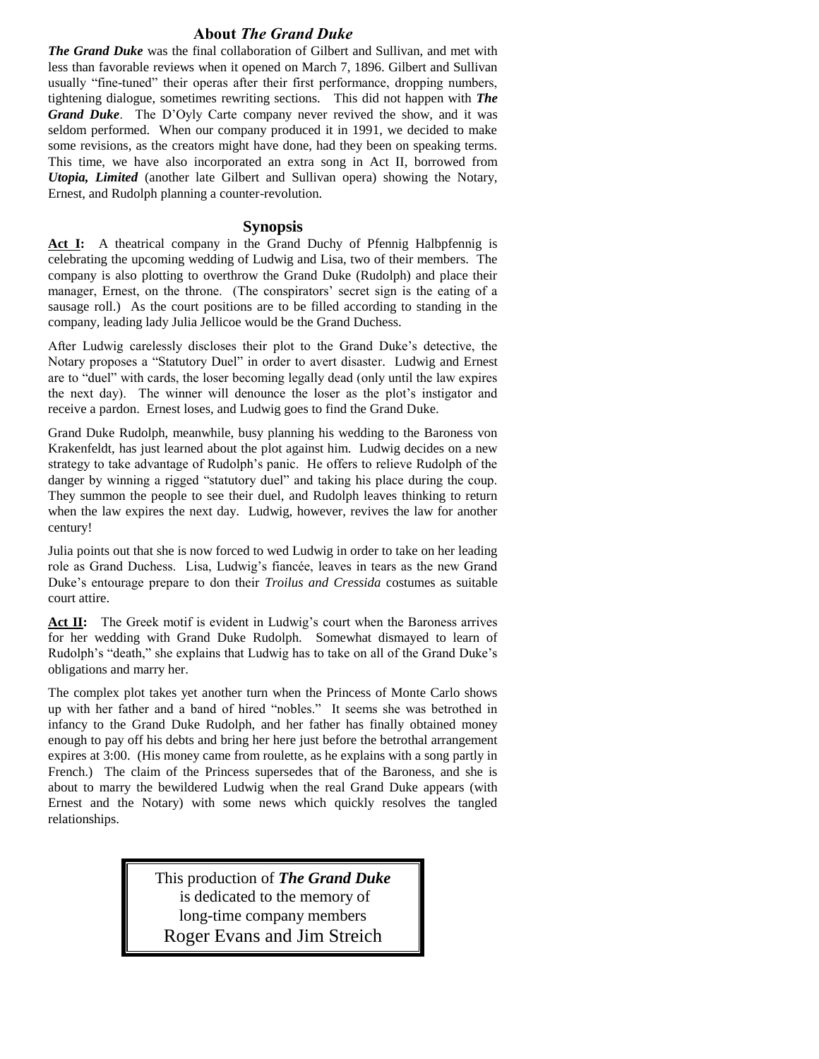## About *The Grand Duke*

***The Grand Duke*** was the final collaboration of Gilbert and Sullivan, and met with less than favorable reviews when it opened on March 7, 1896. Gilbert and Sullivan usually "fine-tuned" their operas after their first performance, dropping numbers, tightening dialogue, sometimes rewriting sections. This did not happen with ***The Grand Duke***. The D'Oyly Carte company never revived the show, and it was seldom performed. When our company produced it in 1991, we decided to make some revisions, as the creators might have done, had they been on speaking terms. This time, we have also incorporated an extra song in Act II, borrowed from ***Utopia, Limited*** (another late Gilbert and Sullivan opera) showing the Notary, Ernest, and Rudolph planning a counter-revolution.

## Synopsis

**Act I:** A theatrical company in the Grand Duchy of Pfennig Halbpfennig is celebrating the upcoming wedding of Ludwig and Lisa, two of their members. The company is also plotting to overthrow the Grand Duke (Rudolph) and place their manager, Ernest, on the throne. (The conspirators' secret sign is the eating of a sausage roll.) As the court positions are to be filled according to standing in the company, leading lady Julia Jellicoe would be the Grand Duchess.

After Ludwig carelessly discloses their plot to the Grand Duke's detective, the Notary proposes a "Statutory Duel" in order to avert disaster. Ludwig and Ernest are to "duel" with cards, the loser becoming legally dead (only until the law expires the next day). The winner will denounce the loser as the plot's instigator and receive a pardon. Ernest loses, and Ludwig goes to find the Grand Duke.

Grand Duke Rudolph, meanwhile, busy planning his wedding to the Baroness von Krakenfeldt, has just learned about the plot against him. Ludwig decides on a new strategy to take advantage of Rudolph's panic. He offers to relieve Rudolph of the danger by winning a rigged "statutory duel" and taking his place during the coup. They summon the people to see their duel, and Rudolph leaves thinking to return when the law expires the next day. Ludwig, however, revives the law for another century!

Julia points out that she is now forced to wed Ludwig in order to take on her leading role as Grand Duchess. Lisa, Ludwig's fiancée, leaves in tears as the new Grand Duke's entourage prepare to don their *Troilus and Cressida* costumes as suitable court attire.

**Act II:** The Greek motif is evident in Ludwig's court when the Baroness arrives for her wedding with Grand Duke Rudolph. Somewhat dismayed to learn of Rudolph's "death," she explains that Ludwig has to take on all of the Grand Duke's obligations and marry her.

The complex plot takes yet another turn when the Princess of Monte Carlo shows up with her father and a band of hired "nobles." It seems she was betrothed in infancy to the Grand Duke Rudolph, and her father has finally obtained money enough to pay off his debts and bring her here just before the betrothal arrangement expires at 3:00. (His money came from roulette, as he explains with a song partly in French.) The claim of the Princess supersedes that of the Baroness, and she is about to marry the bewildered Ludwig when the real Grand Duke appears (with Ernest and the Notary) with some news which quickly resolves the tangled relationships.

This production of ***The Grand Duke***
is dedicated to the memory of
long-time company members
Roger Evans and Jim Streich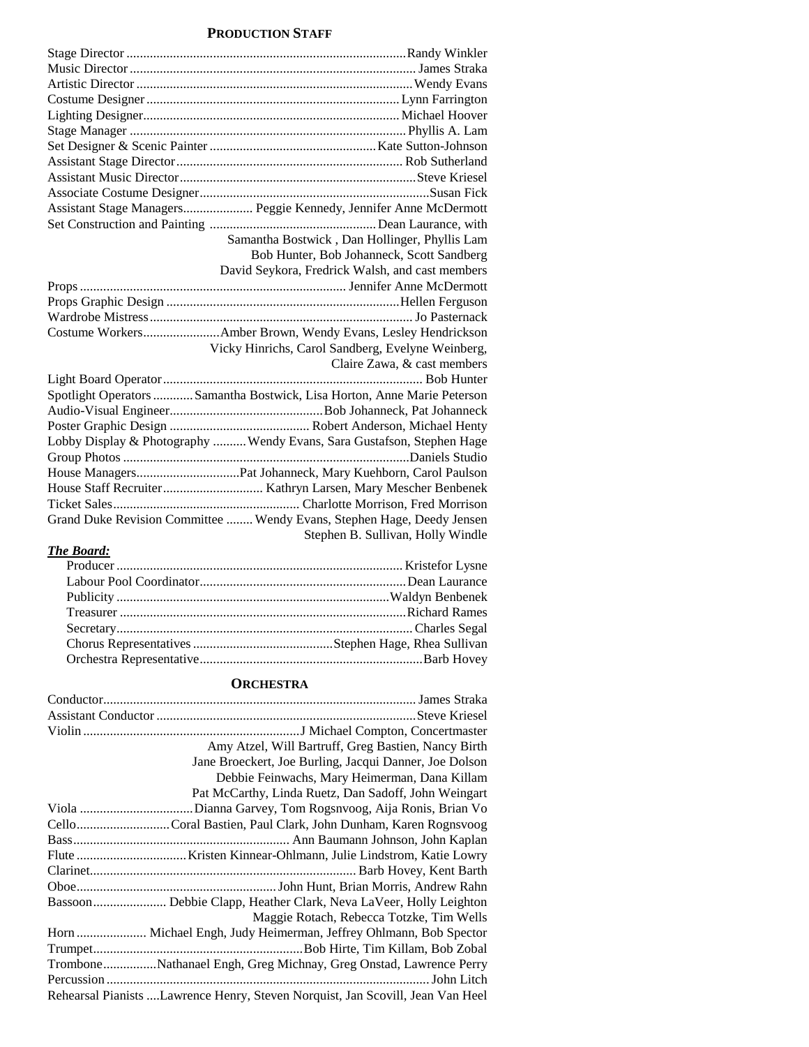## PRODUCTION STAFF

Stage Director ........ Randy Winkler
Music Director ........ James Straka
Artistic Director ........ Wendy Evans
Costume Designer ........ Lynn Farrington
Lighting Designer ........ Michael Hoover
Stage Manager ........ Phyllis A. Lam
Set Designer & Scenic Painter ........ Kate Sutton-Johnson
Assistant Stage Director ........ Rob Sutherland
Assistant Music Director ........ Steve Kriesel
Associate Costume Designer ........ Susan Fick
Assistant Stage Managers ........ Peggie Kennedy, Jennifer Anne McDermott
Set Construction and Painting ........ Dean Laurance, with
Samantha Bostwick , Dan Hollinger, Phyllis Lam
Bob Hunter, Bob Johanneck, Scott Sandberg
David Seykora, Fredrick Walsh, and cast members
Props ........ Jennifer Anne McDermott
Props Graphic Design ........ Hellen Ferguson
Wardrobe Mistress ........ Jo Pasternack
Costume Workers ........ Amber Brown, Wendy Evans, Lesley Hendrickson
Vicky Hinrichs, Carol Sandberg, Evelyne Weinberg,
Claire Zawa, & cast members
Light Board Operator ........ Bob Hunter
Spotlight Operators ........ Samantha Bostwick, Lisa Horton, Anne Marie Peterson
Audio-Visual Engineer ........ Bob Johanneck, Pat Johanneck
Poster Graphic Design ........ Robert Anderson, Michael Henty
Lobby Display & Photography ........ Wendy Evans, Sara Gustafson, Stephen Hage
Group Photos ........ Daniels Studio
House Managers ........ Pat Johanneck, Mary Kuehborn, Carol Paulson
House Staff Recruiter ........ Kathryn Larsen, Mary Mescher Benbenek
Ticket Sales ........ Charlotte Morrison, Fred Morrison
Grand Duke Revision Committee ........ Wendy Evans, Stephen Hage, Deedy Jensen
Stephen B. Sullivan, Holly Windle

***The Board:***

Producer ........ Kristefor Lysne
Labour Pool Coordinator ........ Dean Laurance
Publicity ........ Waldyn Benbenek
Treasurer ........ Richard Rames
Secretary ........ Charles Segal
Chorus Representatives ........ Stephen Hage, Rhea Sullivan
Orchestra Representative ........ Barb Hovey

## ORCHESTRA

Conductor ........ James Straka
Assistant Conductor ........ Steve Kriesel
Violin ........ J Michael Compton, Concertmaster
Amy Atzel, Will Bartruff, Greg Bastien, Nancy Birth
Jane Broeckert, Joe Burling, Jacqui Danner, Joe Dolson
Debbie Feinwachs, Mary Heimerman, Dana Killam
Pat McCarthy, Linda Ruetz, Dan Sadoff, John Weingart
Viola ........ Dianna Garvey, Tom Rogsnvoog, Aija Ronis, Brian Vo
Cello ........ Coral Bastien, Paul Clark, John Dunham, Karen Rognsvoog
Bass ........ Ann Baumann Johnson, John Kaplan
Flute ........ Kristen Kinnear-Ohlmann, Julie Lindstrom, Katie Lowry
Clarinet ........ Barb Hovey, Kent Barth
Oboe ........ John Hunt, Brian Morris, Andrew Rahn
Bassoon ........ Debbie Clapp, Heather Clark, Neva LaVeer, Holly Leighton
Maggie Rotach, Rebecca Totzke, Tim Wells
Horn ........ Michael Engh, Judy Heimerman, Jeffrey Ohlmann, Bob Spector
Trumpet ........ Bob Hirte, Tim Killam, Bob Zobal
Trombone ........ Nathanael Engh, Greg Michnay, Greg Onstad, Lawrence Perry
Percussion ........ John Litch
Rehearsal Pianists ....Lawrence Henry, Steven Norquist, Jan Scovill, Jean Van Heel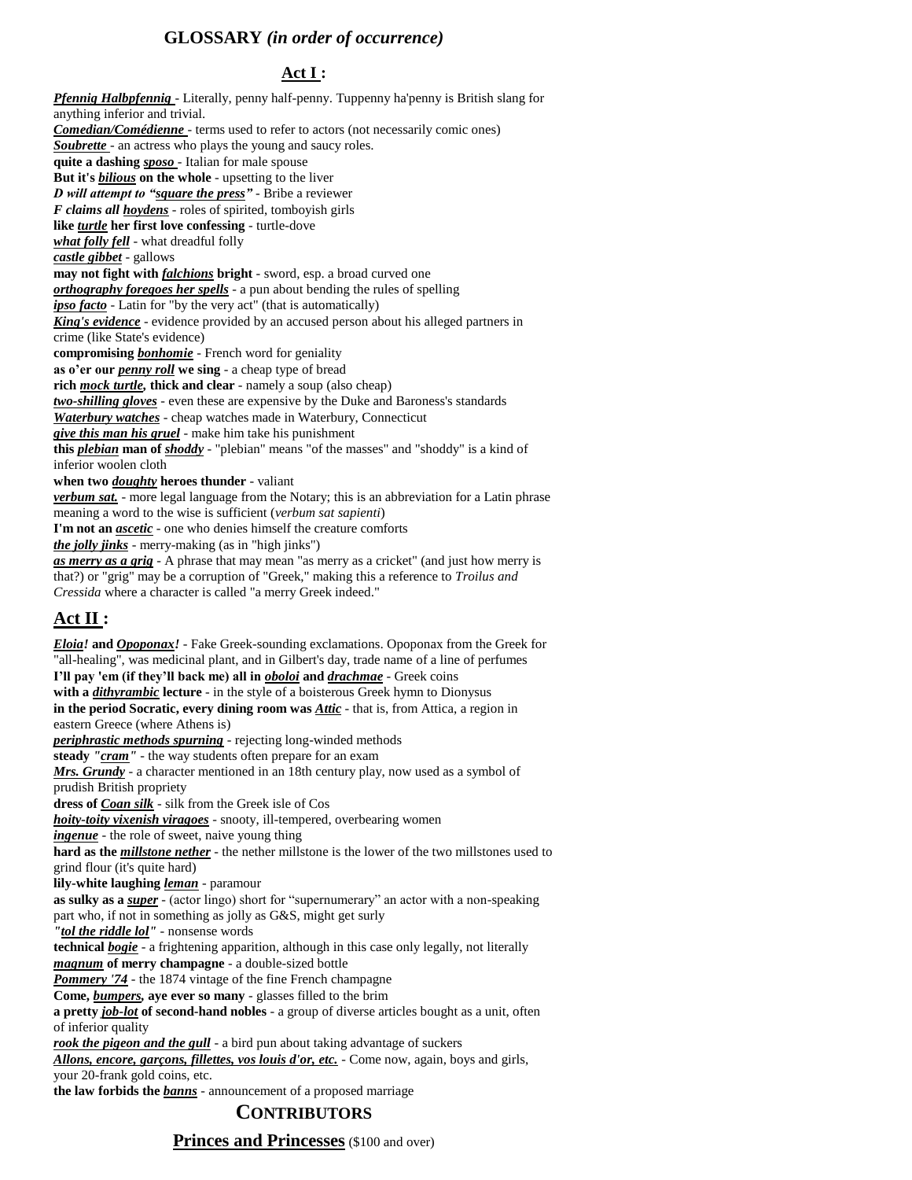## GLOSSARY *(in order of occurrence)*

### Act I :

***Pfennig Halbpfennig*** - Literally, penny half-penny. Tuppenny ha'penny is British slang for anything inferior and trivial.
***Comedian/Comédienne*** - terms used to refer to actors (not necessarily comic ones)
***Soubrette*** - an actress who plays the young and saucy roles.
**quite a dashing *sposo*** - Italian for male spouse
**But it's *bilious* on the whole** - upsetting to the liver
***D will attempt to "square the press"*** - Bribe a reviewer
***F claims all hoydens*** - roles of spirited, tomboyish girls
**like *turtle* her first love confessing** - turtle-dove
***what folly fell*** - what dreadful folly
***castle gibbet*** - gallows
**may not fight with *falchions* bright** - sword, esp. a broad curved one
***orthography foregoes her spells*** - a pun about bending the rules of spelling
***ipso facto*** - Latin for "by the very act" (that is automatically)
***King's evidence*** - evidence provided by an accused person about his alleged partners in crime (like State's evidence)
**compromising *bonhomie*** - French word for geniality
**as o'er our *penny roll* we sing** - a cheap type of bread
**rich *mock turtle*, thick and clear** - namely a soup (also cheap)
***two-shilling gloves*** - even these are expensive by the Duke and Baroness's standards
***Waterbury watches*** - cheap watches made in Waterbury, Connecticut
***give this man his gruel*** - make him take his punishment
**this *plebian* man of *shoddy*** - "plebian" means "of the masses" and "shoddy" is a kind of inferior woolen cloth
**when two *doughty* heroes thunder** - valiant
***verbum sat.*** - more legal language from the Notary; this is an abbreviation for a Latin phrase meaning a word to the wise is sufficient (*verbum sat sapienti*)
**I'm not an *ascetic*** - one who denies himself the creature comforts
***the jolly jinks*** - merry-making (as in "high jinks")
***as merry as a grig*** - A phrase that may mean "as merry as a cricket" (and just how merry is that?) or "grig" may be a corruption of "Greek," making this a reference to *Troilus and Cressida* where a character is called "a merry Greek indeed."

### Act II :

***Eloia!* and *Opoponax!*** - Fake Greek-sounding exclamations. Opoponax from the Greek for "all-healing", was medicinal plant, and in Gilbert's day, trade name of a line of perfumes
**I'll pay 'em (if they'll back me) all in *oboloi* and *drachmae*** - Greek coins
**with a *dithyrambic* lecture** - in the style of a boisterous Greek hymn to Dionysus
**in the period Socratic, every dining room was *Attic*** - that is, from Attica, a region in eastern Greece (where Athens is)
***periphrastic methods spurning*** - rejecting long-winded methods
**steady *"cram"*** - the way students often prepare for an exam
***Mrs. Grundy*** - a character mentioned in an 18th century play, now used as a symbol of prudish British propriety
**dress of *Coan silk*** - silk from the Greek isle of Cos
***hoity-toity vixenish viragoes*** - snooty, ill-tempered, overbearing women
***ingenue*** - the role of sweet, naive young thing
**hard as the *millstone nether*** - the nether millstone is the lower of the two millstones used to grind flour (it's quite hard)
**lily-white laughing *leman*** - paramour
**as sulky as a *super*** - (actor lingo) short for "supernumerary" an actor with a non-speaking part who, if not in something as jolly as G&S, might get surly
***"tol the riddle lol"*** - nonsense words
**technical *bogie*** - a frightening apparition, although in this case only legally, not literally
***magnum* of merry champagne** - a double-sized bottle
***Pommery '74*** - the 1874 vintage of the fine French champagne
**Come, *bumpers*, aye ever so many** - glasses filled to the brim
**a pretty *job-lot* of second-hand nobles** - a group of diverse articles bought as a unit, often of inferior quality
***rook the pigeon and the gull*** - a bird pun about taking advantage of suckers
***Allons, encore, garçons, fillettes, vos louis d'or, etc.*** - Come now, again, boys and girls, your 20-frank gold coins, etc.
**the law forbids the *banns*** - announcement of a proposed marriage

## CONTRIBUTORS

### Princes and Princesses ($100 and over)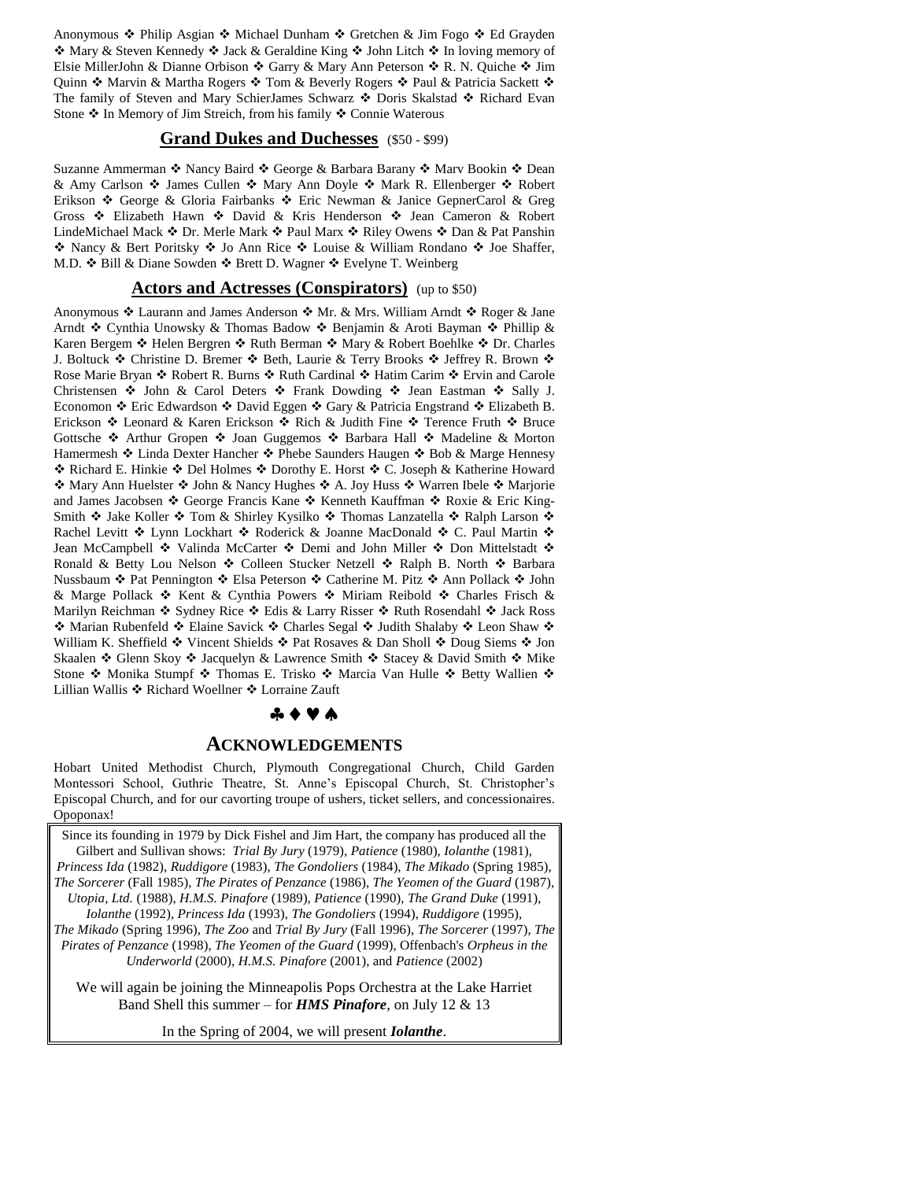Anonymous ❖ Philip Asgian ❖ Michael Dunham ❖ Gretchen & Jim Fogo ❖ Ed Grayden ❖ Mary & Steven Kennedy ❖ Jack & Geraldine King ❖ John Litch ❖ In loving memory of Elsie MillerJohn & Dianne Orbison ❖ Garry & Mary Ann Peterson ❖ R. N. Quiche ❖ Jim Quinn ❖ Marvin & Martha Rogers ❖ Tom & Beverly Rogers ❖ Paul & Patricia Sackett ❖ The family of Steven and Mary SchierJames Schwarz ❖ Doris Skalstad ❖ Richard Evan Stone ❖ In Memory of Jim Streich, from his family ❖ Connie Waterous

## Grand Dukes and Duchesses (\$50 - \$99)

Suzanne Ammerman ❖ Nancy Baird ❖ George & Barbara Barany ❖ Marv Bookin ❖ Dean & Amy Carlson ❖ James Cullen ❖ Mary Ann Doyle ❖ Mark R. Ellenberger ❖ Robert Erikson ❖ George & Gloria Fairbanks ❖ Eric Newman & Janice GepnerCarol & Greg Gross ❖ Elizabeth Hawn ❖ David & Kris Henderson ❖ Jean Cameron & Robert LindeMichael Mack ❖ Dr. Merle Mark ❖ Paul Marx ❖ Riley Owens ❖ Dan & Pat Panshin ❖ Nancy & Bert Poritsky ❖ Jo Ann Rice ❖ Louise & William Rondano ❖ Joe Shaffer, M.D. ❖ Bill & Diane Sowden ❖ Brett D. Wagner ❖ Evelyne T. Weinberg

## Actors and Actresses (Conspirators) (up to \$50)

Anonymous ❖ Laurann and James Anderson ❖ Mr. & Mrs. William Arndt ❖ Roger & Jane Arndt ❖ Cynthia Unowsky & Thomas Badow ❖ Benjamin & Aroti Bayman ❖ Phillip & Karen Bergem ❖ Helen Bergren ❖ Ruth Berman ❖ Mary & Robert Boehlke ❖ Dr. Charles J. Boltuck ❖ Christine D. Bremer ❖ Beth, Laurie & Terry Brooks ❖ Jeffrey R. Brown ❖ Rose Marie Bryan ❖ Robert R. Burns ❖ Ruth Cardinal ❖ Hatim Carim ❖ Ervin and Carole Christensen ❖ John & Carol Deters ❖ Frank Dowding ❖ Jean Eastman ❖ Sally J. Economon ❖ Eric Edwardson ❖ David Eggen ❖ Gary & Patricia Engstrand ❖ Elizabeth B. Erickson ❖ Leonard & Karen Erickson ❖ Rich & Judith Fine ❖ Terence Fruth ❖ Bruce Gottsche ❖ Arthur Gropen ❖ Joan Guggemos ❖ Barbara Hall ❖ Madeline & Morton Hamermesh ❖ Linda Dexter Hancher ❖ Phebe Saunders Haugen ❖ Bob & Marge Hennesy ❖ Richard E. Hinkie ❖ Del Holmes ❖ Dorothy E. Horst ❖ C. Joseph & Katherine Howard ❖ Mary Ann Huelster ❖ John & Nancy Hughes ❖ A. Joy Huss ❖ Warren Ibele ❖ Marjorie and James Jacobsen ❖ George Francis Kane ❖ Kenneth Kauffman ❖ Roxie & Eric King-Smith ❖ Jake Koller ❖ Tom & Shirley Kysilko ❖ Thomas Lanzatella ❖ Ralph Larson ❖ Rachel Levitt ❖ Lynn Lockhart ❖ Roderick & Joanne MacDonald ❖ C. Paul Martin ❖ Jean McCampbell ❖ Valinda McCarter ❖ Demi and John Miller ❖ Don Mittelstadt ❖ Ronald & Betty Lou Nelson ❖ Colleen Stucker Netzell ❖ Ralph B. North ❖ Barbara Nussbaum ❖ Pat Pennington ❖ Elsa Peterson ❖ Catherine M. Pitz ❖ Ann Pollack ❖ John & Marge Pollack ❖ Kent & Cynthia Powers ❖ Miriam Reibold ❖ Charles Frisch & Marilyn Reichman ❖ Sydney Rice ❖ Edis & Larry Risser ❖ Ruth Rosendahl ❖ Jack Ross ❖ Marian Rubenfeld ❖ Elaine Savick ❖ Charles Segal ❖ Judith Shalaby ❖ Leon Shaw ❖ William K. Sheffield ❖ Vincent Shields ❖ Pat Rosaves & Dan Sholl ❖ Doug Siems ❖ Jon Skaalen ❖ Glenn Skoy ❖ Jacquelyn & Lawrence Smith ❖ Stacey & David Smith ❖ Mike Stone ❖ Monika Stumpf ❖ Thomas E. Trisko ❖ Marcia Van Hulle ❖ Betty Wallien ❖ Lillian Wallis ❖ Richard Woellner ❖ Lorraine Zauft

♣♦♥♠

## ACKNOWLEDGEMENTS

Hobart United Methodist Church, Plymouth Congregational Church, Child Garden Montessori School, Guthrie Theatre, St. Anne's Episcopal Church, St. Christopher's Episcopal Church, and for our cavorting troupe of ushers, ticket sellers, and concessionaires. Opoponax!

Since its founding in 1979 by Dick Fishel and Jim Hart, the company has produced all the Gilbert and Sullivan shows: *Trial By Jury* (1979), *Patience* (1980), *Iolanthe* (1981), *Princess Ida* (1982), *Ruddigore* (1983), *The Gondoliers* (1984), *The Mikado* (Spring 1985), *The Sorcerer* (Fall 1985), *The Pirates of Penzance* (1986), *The Yeomen of the Guard* (1987), *Utopia, Ltd.* (1988), *H.M.S. Pinafore* (1989), *Patience* (1990), *The Grand Duke* (1991), *Iolanthe* (1992), *Princess Ida* (1993), *The Gondoliers* (1994), *Ruddigore* (1995), *The Mikado* (Spring 1996), *The Zoo* and *Trial By Jury* (Fall 1996), *The Sorcerer* (1997), *The Pirates of Penzance* (1998), *The Yeomen of the Guard* (1999), Offenbach's *Orpheus in the Underworld* (2000), *H.M.S. Pinafore* (2001), and *Patience* (2002)

We will again be joining the Minneapolis Pops Orchestra at the Lake Harriet Band Shell this summer – for ***HMS Pinafore***, on July 12 & 13

In the Spring of 2004, we will present ***Iolanthe***.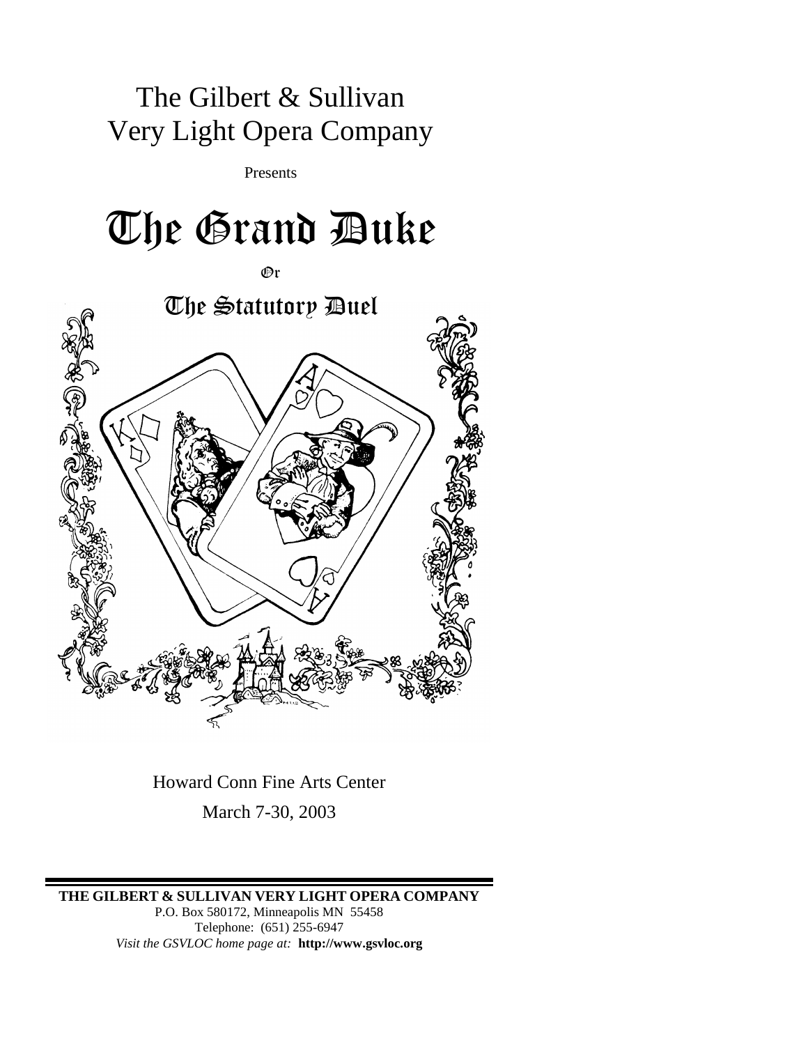# The Gilbert & Sullivan Very Light Opera Company

Presents

# The Grand Duke

Or

## The Statutory Duel

Howard Conn Fine Arts Center

March 7-30, 2003

---

**THE GILBERT & SULLIVAN VERY LIGHT OPERA COMPANY**

P.O. Box 580172, Minneapolis MN 55458

Telephone: (651) 255-6947

*Visit the GSVLOC home page at:* **http://www.gsvloc.org**